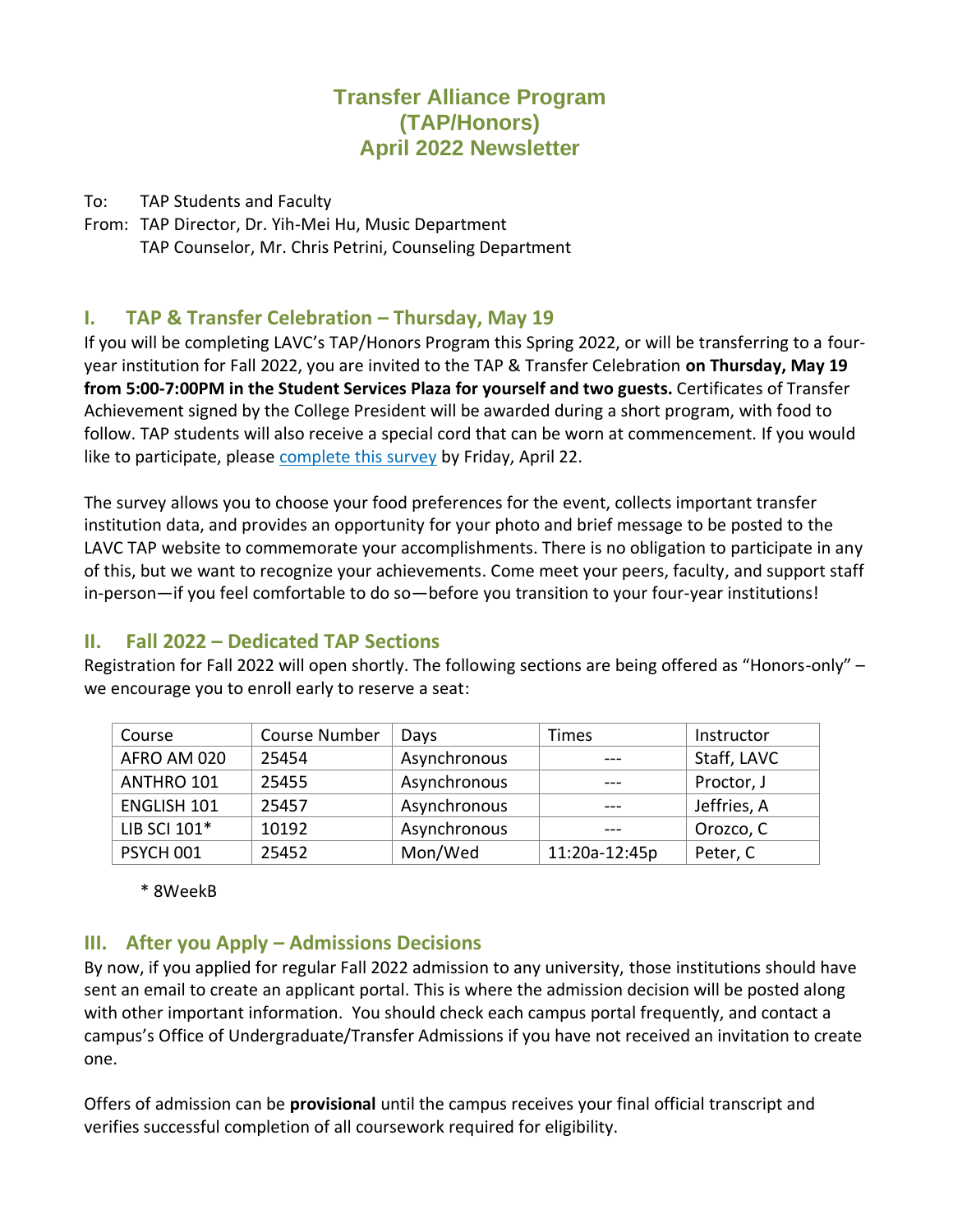# Transfer Alliance Program (TAP/Honors) April 2022 Newsletter

To: TAP Students and Faculty

From: TAP Director, Dr. Yih-Mei Hu, Music Department
TAP Counselor, Mr. Chris Petrini, Counseling Department

## I. TAP & Transfer Celebration – Thursday, May 19

If you will be completing LAVC's TAP/Honors Program this Spring 2022, or will be transferring to a four-year institution for Fall 2022, you are invited to the TAP & Transfer Celebration **on Thursday, May 19 from 5:00-7:00PM in the Student Services Plaza for yourself and two guests.** Certificates of Transfer Achievement signed by the College President will be awarded during a short program, with food to follow. TAP students will also receive a special cord that can be worn at commencement. If you would like to participate, please complete this survey by Friday, April 22.

The survey allows you to choose your food preferences for the event, collects important transfer institution data, and provides an opportunity for your photo and brief message to be posted to the LAVC TAP website to commemorate your accomplishments. There is no obligation to participate in any of this, but we want to recognize your achievements. Come meet your peers, faculty, and support staff in-person—if you feel comfortable to do so—before you transition to your four-year institutions!

## II. Fall 2022 – Dedicated TAP Sections

Registration for Fall 2022 will open shortly. The following sections are being offered as "Honors-only" – we encourage you to enroll early to reserve a seat:

| Course | Course Number | Days | Times | Instructor |
|---|---|---|---|---|
| AFRO AM 020 | 25454 | Asynchronous | --- | Staff, LAVC |
| ANTHRO 101 | 25455 | Asynchronous | --- | Proctor, J |
| ENGLISH 101 | 25457 | Asynchronous | --- | Jeffries, A |
| LIB SCI 101* | 10192 | Asynchronous | --- | Orozco, C |
| PSYCH 001 | 25452 | Mon/Wed | 11:20a-12:45p | Peter, C |

\* 8WeekB

## III. After you Apply – Admissions Decisions

By now, if you applied for regular Fall 2022 admission to any university, those institutions should have sent an email to create an applicant portal. This is where the admission decision will be posted along with other important information. You should check each campus portal frequently, and contact a campus's Office of Undergraduate/Transfer Admissions if you have not received an invitation to create one.

Offers of admission can be **provisional** until the campus receives your final official transcript and verifies successful completion of all coursework required for eligibility.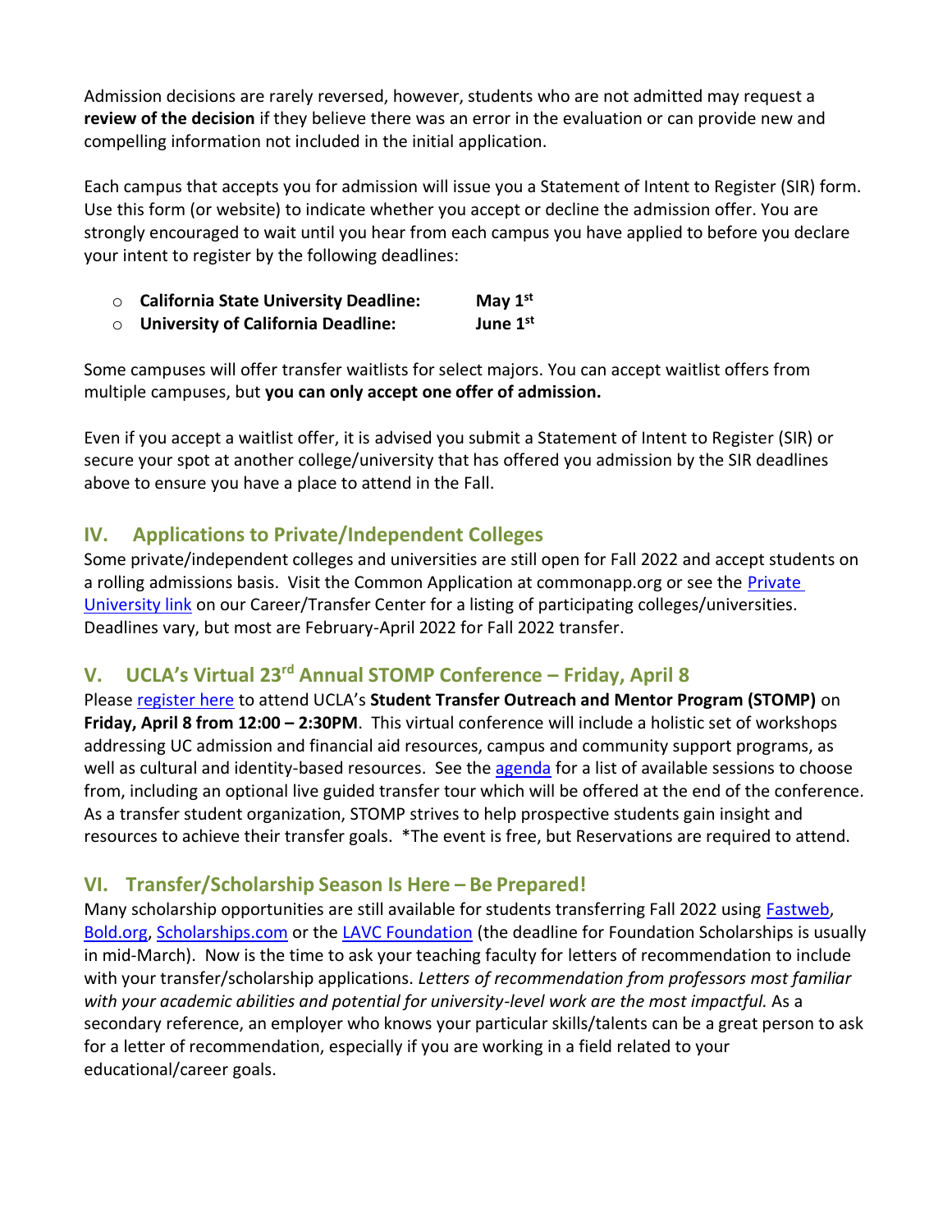Admission decisions are rarely reversed, however, students who are not admitted may request a **review of the decision** if they believe there was an error in the evaluation or can provide new and compelling information not included in the initial application.

Each campus that accepts you for admission will issue you a Statement of Intent to Register (SIR) form. Use this form (or website) to indicate whether you accept or decline the admission offer. You are strongly encouraged to wait until you hear from each campus you have applied to before you declare your intent to register by the following deadlines:

- **California State University Deadline: May 1st**
- **University of California Deadline: June 1st**

Some campuses will offer transfer waitlists for select majors. You can accept waitlist offers from multiple campuses, but **you can only accept one offer of admission.**

Even if you accept a waitlist offer, it is advised you submit a Statement of Intent to Register (SIR) or secure your spot at another college/university that has offered you admission by the SIR deadlines above to ensure you have a place to attend in the Fall.

## IV. Applications to Private/Independent Colleges

Some private/independent colleges and universities are still open for Fall 2022 and accept students on a rolling admissions basis. Visit the Common Application at commonapp.org or see the Private University link on our Career/Transfer Center for a listing of participating colleges/universities. Deadlines vary, but most are February-April 2022 for Fall 2022 transfer.

## V. UCLA's Virtual 23rd Annual STOMP Conference – Friday, April 8

Please register here to attend UCLA's **Student Transfer Outreach and Mentor Program (STOMP)** on **Friday, April 8 from 12:00 – 2:30PM**. This virtual conference will include a holistic set of workshops addressing UC admission and financial aid resources, campus and community support programs, as well as cultural and identity-based resources. See the agenda for a list of available sessions to choose from, including an optional live guided transfer tour which will be offered at the end of the conference. As a transfer student organization, STOMP strives to help prospective students gain insight and resources to achieve their transfer goals. *The event is free, but Reservations are required to attend.

## VI. Transfer/Scholarship Season Is Here – Be Prepared!

Many scholarship opportunities are still available for students transferring Fall 2022 using Fastweb, Bold.org, Scholarships.com or the LAVC Foundation (the deadline for Foundation Scholarships is usually in mid-March). Now is the time to ask your teaching faculty for letters of recommendation to include with your transfer/scholarship applications. *Letters of recommendation from professors most familiar with your academic abilities and potential for university-level work are the most impactful.* As a secondary reference, an employer who knows your particular skills/talents can be a great person to ask for a letter of recommendation, especially if you are working in a field related to your educational/career goals.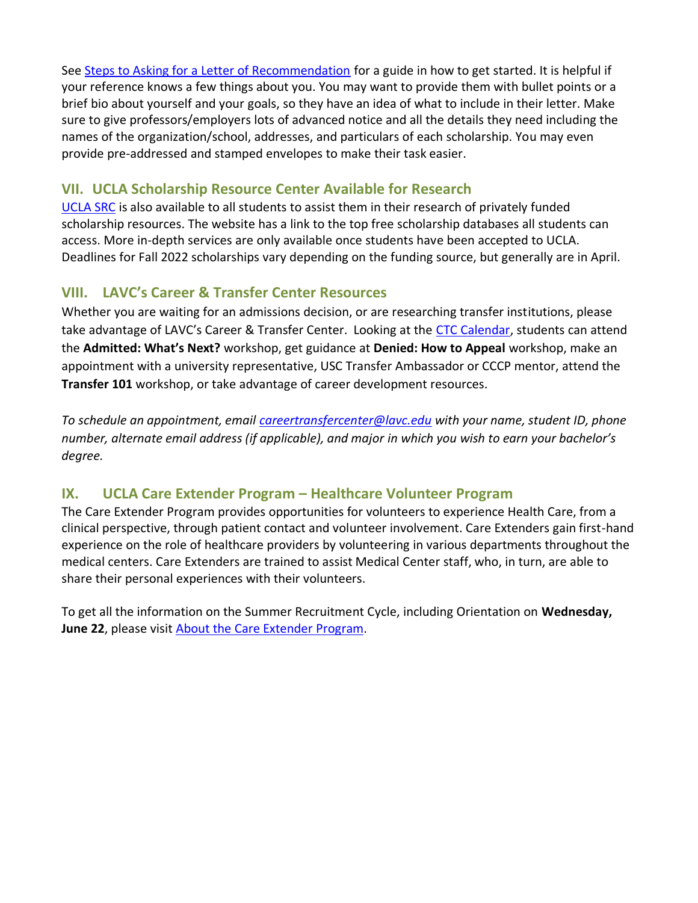See [Steps to Asking for a Letter of Recommendation]() for a guide in how to get started. It is helpful if your reference knows a few things about you. You may want to provide them with bullet points or a brief bio about yourself and your goals, so they have an idea of what to include in their letter. Make sure to give professors/employers lots of advanced notice and all the details they need including the names of the organization/school, addresses, and particulars of each scholarship. You may even provide pre-addressed and stamped envelopes to make their task easier.

## VII. UCLA Scholarship Resource Center Available for Research

[UCLA SRC]() is also available to all students to assist them in their research of privately funded scholarship resources. The website has a link to the top free scholarship databases all students can access. More in-depth services are only available once students have been accepted to UCLA. Deadlines for Fall 2022 scholarships vary depending on the funding source, but generally are in April.

## VIII. LAVC's Career & Transfer Center Resources

Whether you are waiting for an admissions decision, or are researching transfer institutions, please take advantage of LAVC's Career & Transfer Center. Looking at the [CTC Calendar](), students can attend the **Admitted: What's Next?** workshop, get guidance at **Denied: How to Appeal** workshop, make an appointment with a university representative, USC Transfer Ambassador or CCCP mentor, attend the **Transfer 101** workshop, or take advantage of career development resources.

*To schedule an appointment, email careertransfercenter@lavc.edu with your name, student ID, phone number, alternate email address (if applicable), and major in which you wish to earn your bachelor's degree.*

## IX. UCLA Care Extender Program – Healthcare Volunteer Program

The Care Extender Program provides opportunities for volunteers to experience Health Care, from a clinical perspective, through patient contact and volunteer involvement. Care Extenders gain first-hand experience on the role of healthcare providers by volunteering in various departments throughout the medical centers. Care Extenders are trained to assist Medical Center staff, who, in turn, are able to share their personal experiences with their volunteers.

To get all the information on the Summer Recruitment Cycle, including Orientation on **Wednesday, June 22**, please visit [About the Care Extender Program]().